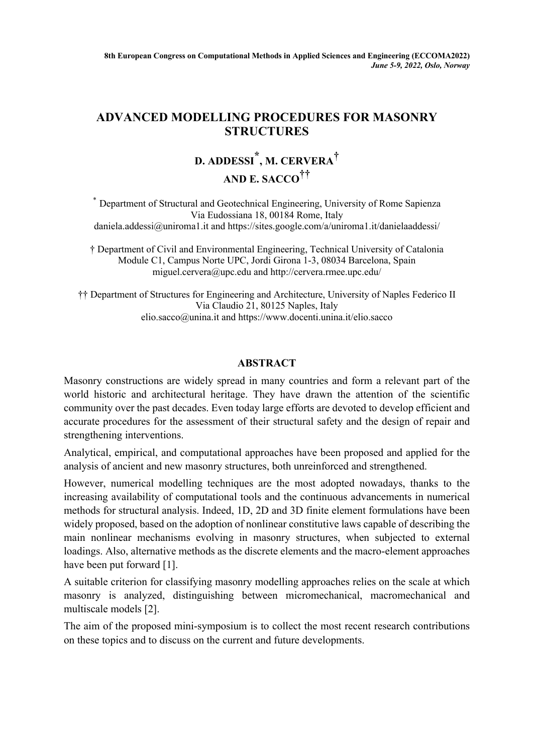# ADVANCED MODELLING PROCEDURES FOR MASONRY STRUCTURES

**D. ADDESSI[*], M. CERVERA[†] AND E. SACCO[††]**

[*] Department of Structural and Geotechnical Engineering, University of Rome Sapienza
Via Eudossiana 18, 00184 Rome, Italy
daniela.addessi@uniroma1.it and https://sites.google.com/a/uniroma1.it/danielaaddessi/

[†] Department of Civil and Environmental Engineering, Technical University of Catalonia
Module C1, Campus Norte UPC, Jordi Girona 1-3, 08034 Barcelona, Spain
miguel.cervera@upc.edu and http://cervera.rmee.upc.edu/

[††] Department of Structures for Engineering and Architecture, University of Naples Federico II
Via Claudio 21, 80125 Naples, Italy
elio.sacco@unina.it and https://www.docenti.unina.it/elio.sacco

## ABSTRACT

Masonry constructions are widely spread in many countries and form a relevant part of the world historic and architectural heritage. They have drawn the attention of the scientific community over the past decades. Even today large efforts are devoted to develop efficient and accurate procedures for the assessment of their structural safety and the design of repair and strengthening interventions.

Analytical, empirical, and computational approaches have been proposed and applied for the analysis of ancient and new masonry structures, both unreinforced and strengthened.

However, numerical modelling techniques are the most adopted nowadays, thanks to the increasing availability of computational tools and the continuous advancements in numerical methods for structural analysis. Indeed, 1D, 2D and 3D finite element formulations have been widely proposed, based on the adoption of nonlinear constitutive laws capable of describing the main nonlinear mechanisms evolving in masonry structures, when subjected to external loadings. Also, alternative methods as the discrete elements and the macro-element approaches have been put forward [1].

A suitable criterion for classifying masonry modelling approaches relies on the scale at which masonry is analyzed, distinguishing between micromechanical, macromechanical and multiscale models [2].

The aim of the proposed mini-symposium is to collect the most recent research contributions on these topics and to discuss on the current and future developments.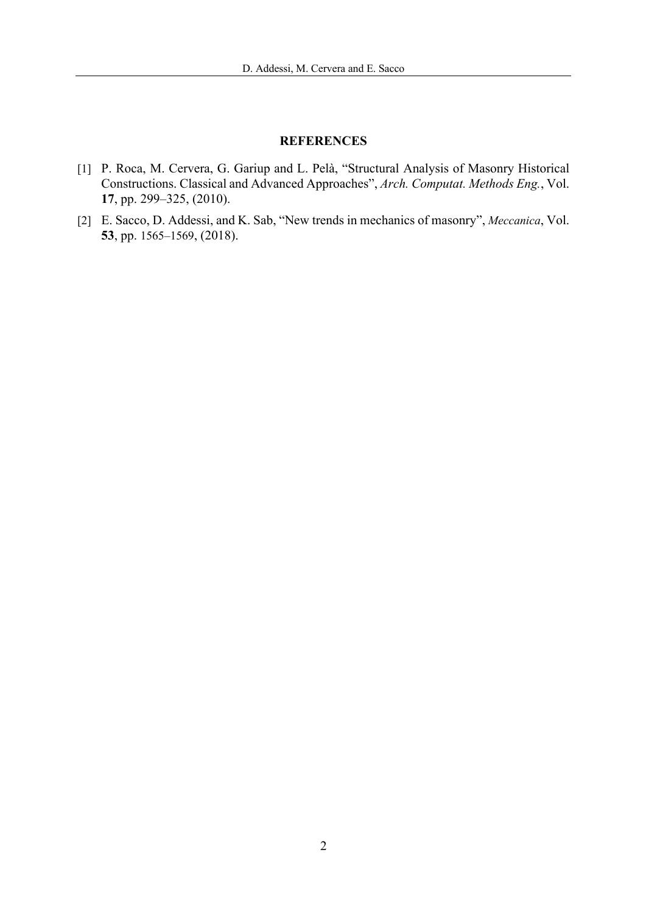## REFERENCES

[1] P. Roca, M. Cervera, G. Gariup and L. Pelà, "Structural Analysis of Masonry Historical Constructions. Classical and Advanced Approaches", *Arch. Computat. Methods Eng.*, Vol. **17**, pp. 299–325, (2010).

[2] E. Sacco, D. Addessi, and K. Sab, "New trends in mechanics of masonry", *Meccanica*, Vol. **53**, pp. 1565–1569, (2018).